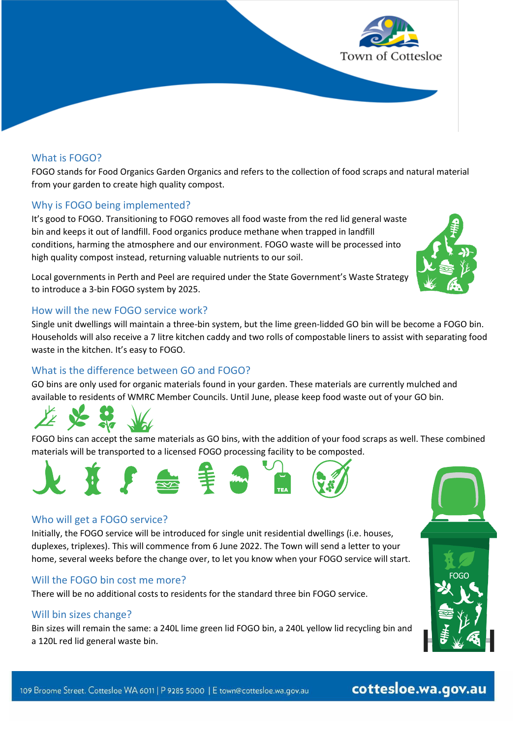## What is FOGO?

FOGO stands for Food Organics Garden Organics and refers to the collection of food scraps and natural material from your garden to create high quality compost.

## Why is FOGO being implemented?

It's good to FOGO. Transitioning to FOGO removes all food waste from the red lid general waste bin and keeps it out of landfill. Food organics produce methane when trapped in landfill conditions, harming the atmosphere and our environment. FOGO waste will be processed into high quality compost instead, returning valuable nutrients to our soil.

Local governments in Perth and Peel are required under the State Government's Waste Strategy to introduce a 3-bin FOGO system by 2025.

## How will the new FOGO service work?

Single unit dwellings will maintain a three-bin system, but the lime green-lidded GO bin will be become a FOGO bin. Households will also receive a 7 litre kitchen caddy and two rolls of compostable liners to assist with separating food waste in the kitchen. It's easy to FOGO.

## What is the difference between GO and FOGO?

GO bins are only used for organic materials found in your garden. These materials are currently mulched and available to residents of WMRC Member Councils. Until June, please keep food waste out of your GO bin.

FOGO bins can accept the same materials as GO bins, with the addition of your food scraps as well. These combined materials will be transported to a licensed FOGO processing facility to be composted.

## Who will get a FOGO service?

Initially, the FOGO service will be introduced for single unit residential dwellings (i.e. houses, duplexes, triplexes). This will commence from 6 June 2022. The Town will send a letter to your home, several weeks before the change over, to let you know when your FOGO service will start.

## Will the FOGO bin cost me more?

There will be no additional costs to residents for the standard three bin FOGO service.

## Will bin sizes change?

Bin sizes will remain the same: a 240L lime green lid FOGO bin, a 240L yellow lid recycling bin and a 120L red lid general waste bin.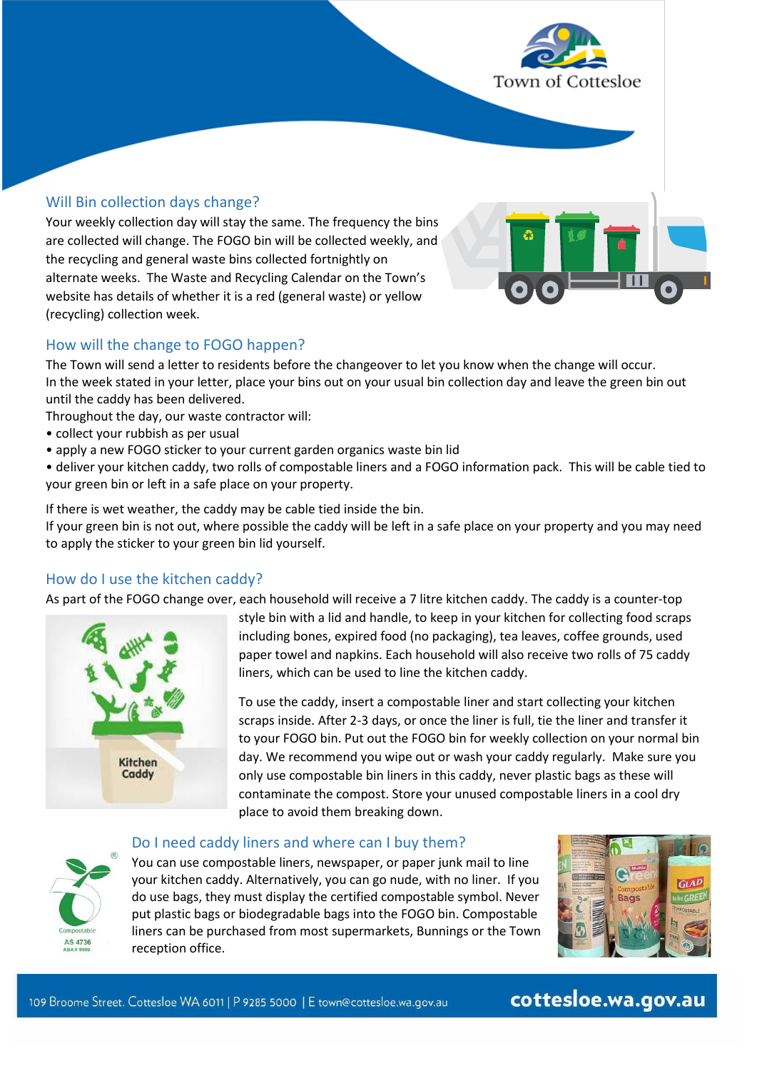## Will Bin collection days change?

Your weekly collection day will stay the same. The frequency the bins are collected will change. The FOGO bin will be collected weekly, and the recycling and general waste bins collected fortnightly on alternate weeks. The Waste and Recycling Calendar on the Town's website has details of whether it is a red (general waste) or yellow (recycling) collection week.

## How will the change to FOGO happen?

The Town will send a letter to residents before the changeover to let you know when the change will occur.
In the week stated in your letter, place your bins out on your usual bin collection day and leave the green bin out until the caddy has been delivered.
Throughout the day, our waste contractor will:

- collect your rubbish as per usual
- apply a new FOGO sticker to your current garden organics waste bin lid
- deliver your kitchen caddy, two rolls of compostable liners and a FOGO information pack. This will be cable tied to your green bin or left in a safe place on your property.

If there is wet weather, the caddy may be cable tied inside the bin.
If your green bin is not out, where possible the caddy will be left in a safe place on your property and you may need to apply the sticker to your green bin lid yourself.

## How do I use the kitchen caddy?

As part of the FOGO change over, each household will receive a 7 litre kitchen caddy. The caddy is a counter-top style bin with a lid and handle, to keep in your kitchen for collecting food scraps including bones, expired food (no packaging), tea leaves, coffee grounds, used paper towel and napkins. Each household will also receive two rolls of 75 caddy liners, which can be used to line the kitchen caddy.

To use the caddy, insert a compostable liner and start collecting your kitchen scraps inside. After 2-3 days, or once the liner is full, tie the liner and transfer it to your FOGO bin. Put out the FOGO bin for weekly collection on your normal bin day. We recommend you wipe out or wash your caddy regularly. Make sure you only use compostable bin liners in this caddy, never plastic bags as these will contaminate the compost. Store your unused compostable liners in a cool dry place to avoid them breaking down.

## Do I need caddy liners and where can I buy them?

You can use compostable liners, newspaper, or paper junk mail to line your kitchen caddy. Alternatively, you can go nude, with no liner. If you do use bags, they must display the certified compostable symbol. Never put plastic bags or biodegradable bags into the FOGO bin. Compostable liners can be purchased from most supermarkets, Bunnings or the Town reception office.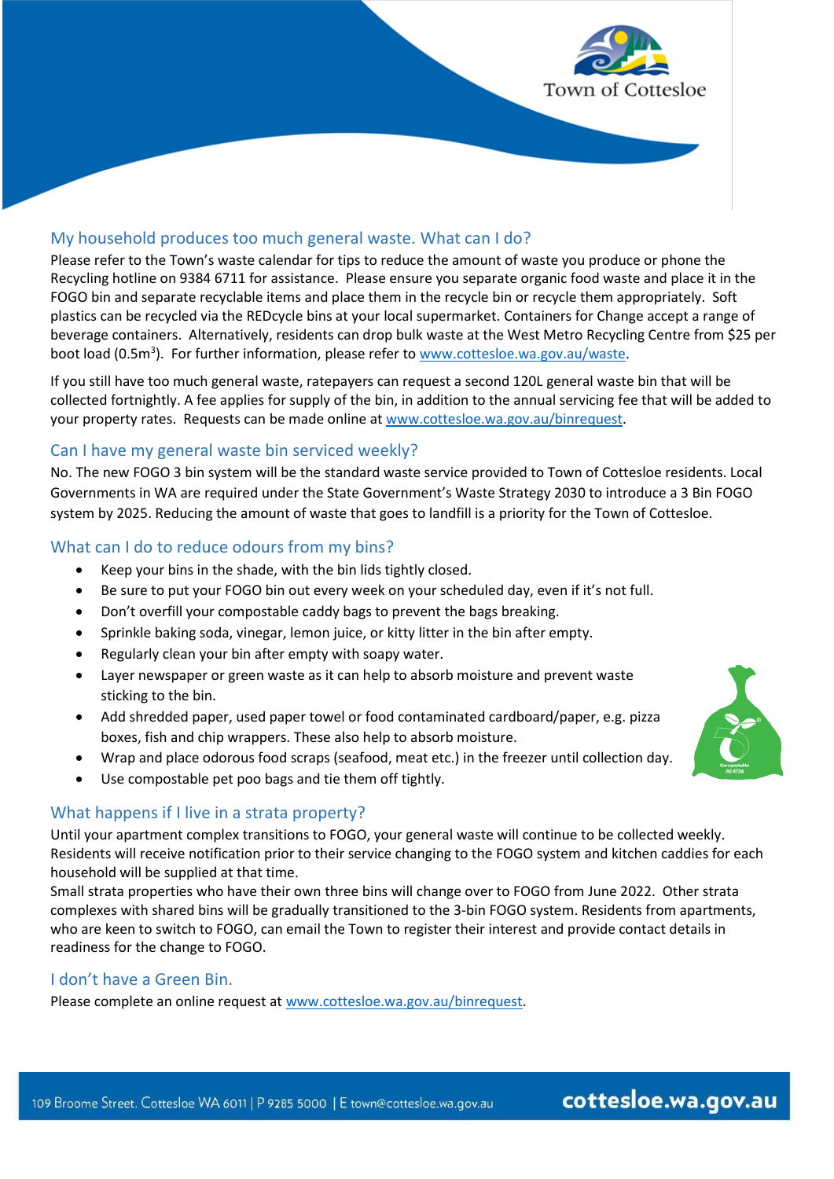## My household produces too much general waste. What can I do?

Please refer to the Town's waste calendar for tips to reduce the amount of waste you produce or phone the Recycling hotline on 9384 6711 for assistance. Please ensure you separate organic food waste and place it in the FOGO bin and separate recyclable items and place them in the recycle bin or recycle them appropriately. Soft plastics can be recycled via the REDcycle bins at your local supermarket. Containers for Change accept a range of beverage containers. Alternatively, residents can drop bulk waste at the West Metro Recycling Centre from $25 per boot load (0.5m$^3$). For further information, please refer to www.cottesloe.wa.gov.au/waste.

If you still have too much general waste, ratepayers can request a second 120L general waste bin that will be collected fortnightly. A fee applies for supply of the bin, in addition to the annual servicing fee that will be added to your property rates. Requests can be made online at www.cottesloe.wa.gov.au/binrequest.

## Can I have my general waste bin serviced weekly?

No. The new FOGO 3 bin system will be the standard waste service provided to Town of Cottesloe residents. Local Governments in WA are required under the State Government's Waste Strategy 2030 to introduce a 3 Bin FOGO system by 2025. Reducing the amount of waste that goes to landfill is a priority for the Town of Cottesloe.

## What can I do to reduce odours from my bins?

- Keep your bins in the shade, with the bin lids tightly closed.
- Be sure to put your FOGO bin out every week on your scheduled day, even if it's not full.
- Don't overfill your compostable caddy bags to prevent the bags breaking.
- Sprinkle baking soda, vinegar, lemon juice, or kitty litter in the bin after empty.
- Regularly clean your bin after empty with soapy water.
- Layer newspaper or green waste as it can help to absorb moisture and prevent waste sticking to the bin.
- Add shredded paper, used paper towel or food contaminated cardboard/paper, e.g. pizza boxes, fish and chip wrappers. These also help to absorb moisture.
- Wrap and place odorous food scraps (seafood, meat etc.) in the freezer until collection day.
- Use compostable pet poo bags and tie them off tightly.

## What happens if I live in a strata property?

Until your apartment complex transitions to FOGO, your general waste will continue to be collected weekly. Residents will receive notification prior to their service changing to the FOGO system and kitchen caddies for each household will be supplied at that time.

Small strata properties who have their own three bins will change over to FOGO from June 2022. Other strata complexes with shared bins will be gradually transitioned to the 3-bin FOGO system. Residents from apartments, who are keen to switch to FOGO, can email the Town to register their interest and provide contact details in readiness for the change to FOGO.

## I don't have a Green Bin.

Please complete an online request at www.cottesloe.wa.gov.au/binrequest.